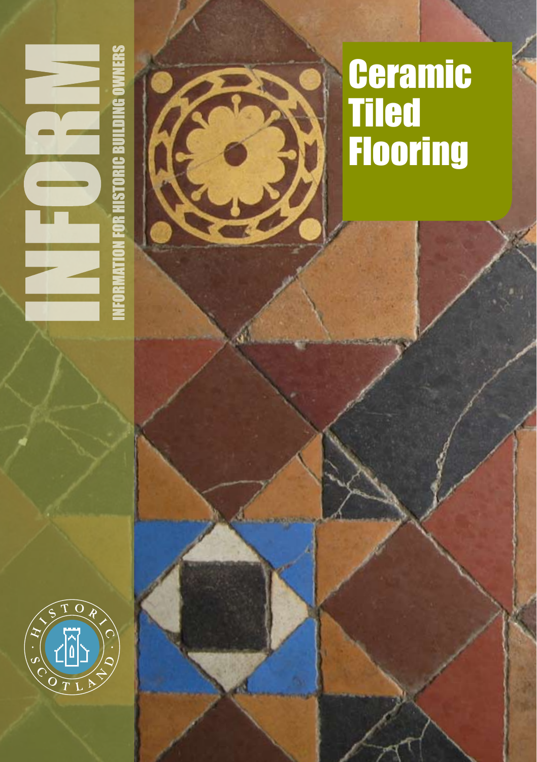# INFORM

INFORMATION FOR HISTORIC BUILDING OWNERS

# Ceramic Tiled Flooring

HISTORIC SCOTLAND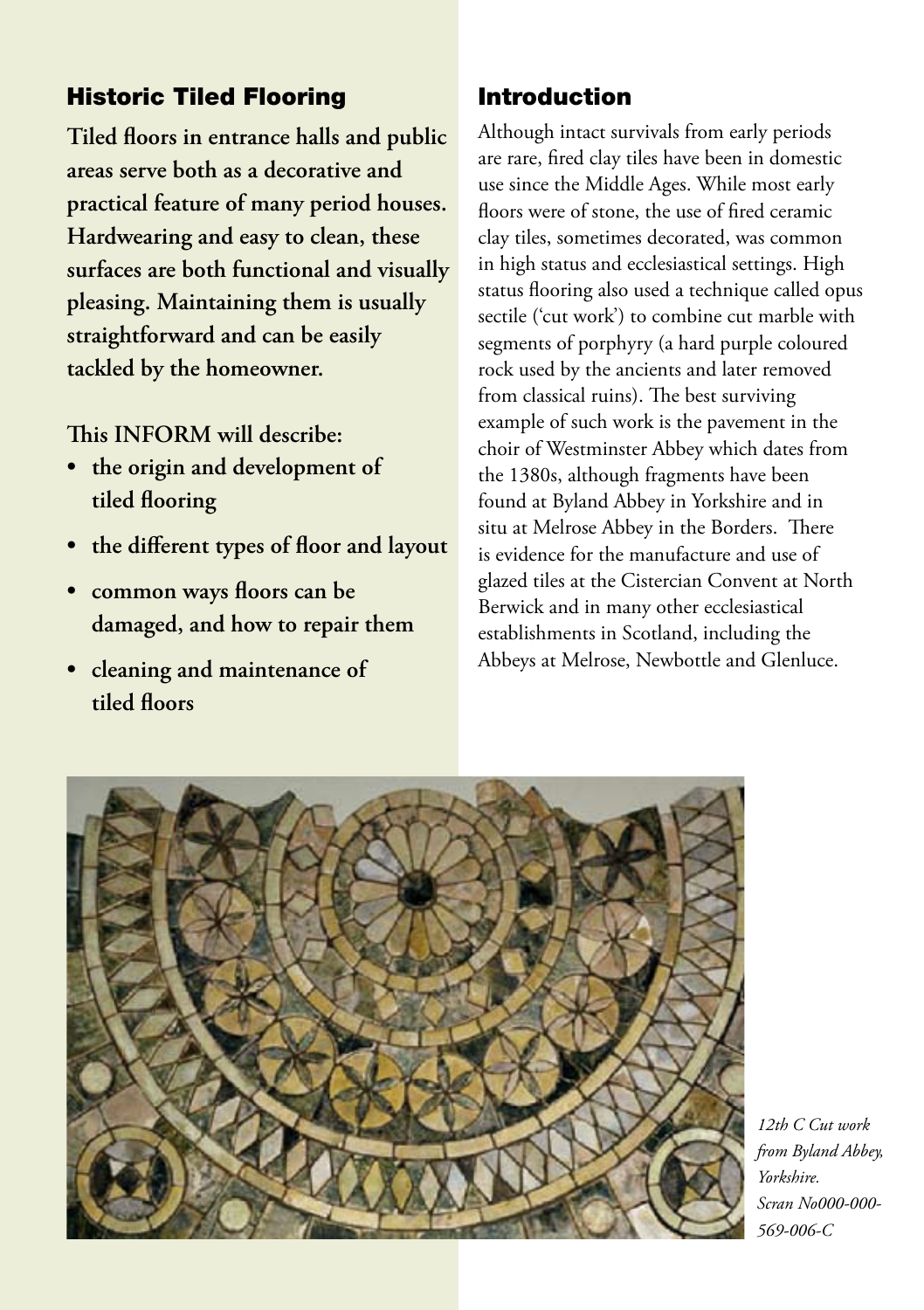## Historic Tiled Flooring

**Tiled floors in entrance halls and public areas serve both as a decorative and practical feature of many period houses. Hardwearing and easy to clean, these surfaces are both functional and visually pleasing. Maintaining them is usually straightforward and can be easily tackled by the homeowner.**

**This INFORM will describe:**

- **the origin and development of tiled flooring**
- **the different types of floor and layout**
- **common ways floors can be damaged, and how to repair them**
- **cleaning and maintenance of tiled floors**

## Introduction

Although intact survivals from early periods are rare, fired clay tiles have been in domestic use since the Middle Ages. While most early floors were of stone, the use of fired ceramic clay tiles, sometimes decorated, was common in high status and ecclesiastical settings. High status flooring also used a technique called opus sectile ('cut work') to combine cut marble with segments of porphyry (a hard purple coloured rock used by the ancients and later removed from classical ruins). The best surviving example of such work is the pavement in the choir of Westminster Abbey which dates from the 1380s, although fragments have been found at Byland Abbey in Yorkshire and in situ at Melrose Abbey in the Borders. There is evidence for the manufacture and use of glazed tiles at the Cistercian Convent at North Berwick and in many other ecclesiastical establishments in Scotland, including the Abbeys at Melrose, Newbottle and Glenluce.

*12th C Cut work from Byland Abbey, Yorkshire. Scran No000-000-569-006-C*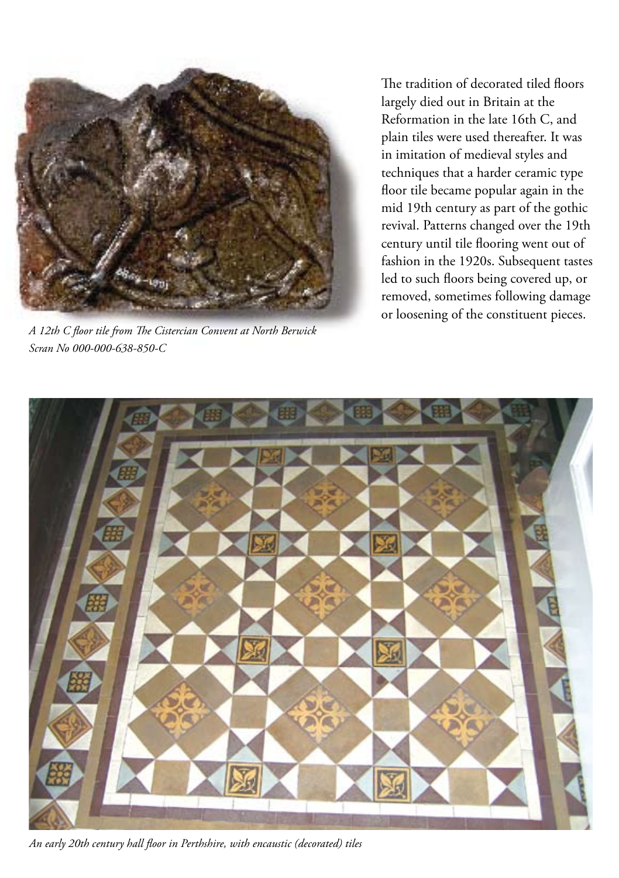The tradition of decorated tiled floors largely died out in Britain at the Reformation in the late 16th C, and plain tiles were used thereafter. It was in imitation of medieval styles and techniques that a harder ceramic type floor tile became popular again in the mid 19th century as part of the gothic revival. Patterns changed over the 19th century until tile flooring went out of fashion in the 1920s. Subsequent tastes led to such floors being covered up, or removed, sometimes following damage or loosening of the constituent pieces.

*A 12th C floor tile from The Cistercian Convent at North Berwick Scran No 000-000-638-850-C*

*An early 20th century hall floor in Perthshire, with encaustic (decorated) tiles*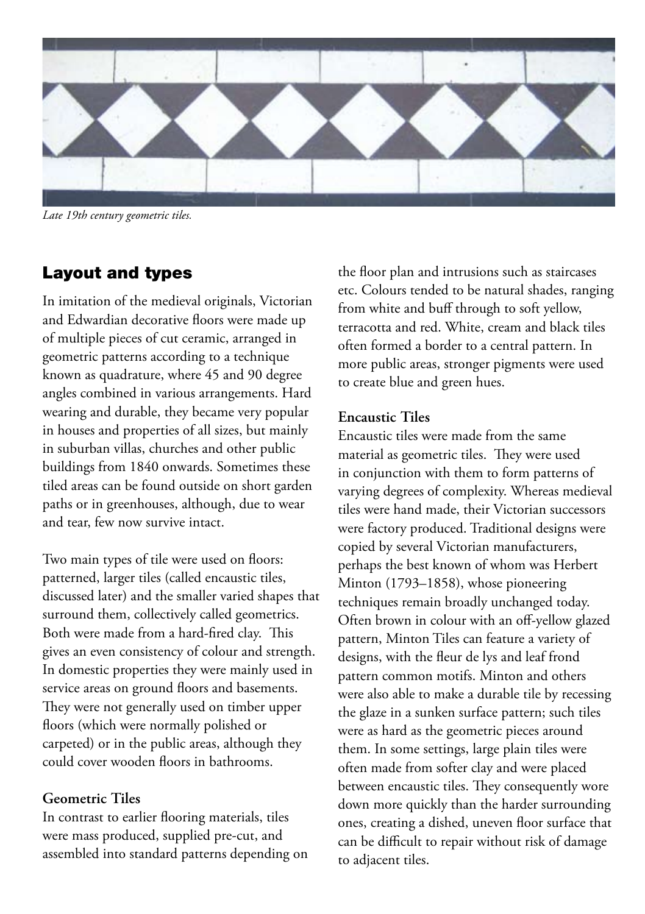*Late 19th century geometric tiles.*

## Layout and types

In imitation of the medieval originals, Victorian and Edwardian decorative floors were made up of multiple pieces of cut ceramic, arranged in geometric patterns according to a technique known as quadrature, where 45 and 90 degree angles combined in various arrangements. Hard wearing and durable, they became very popular in houses and properties of all sizes, but mainly in suburban villas, churches and other public buildings from 1840 onwards. Sometimes these tiled areas can be found outside on short garden paths or in greenhouses, although, due to wear and tear, few now survive intact.

Two main types of tile were used on floors: patterned, larger tiles (called encaustic tiles, discussed later) and the smaller varied shapes that surround them, collectively called geometrics. Both were made from a hard-fired clay. This gives an even consistency of colour and strength. In domestic properties they were mainly used in service areas on ground floors and basements. They were not generally used on timber upper floors (which were normally polished or carpeted) or in the public areas, although they could cover wooden floors in bathrooms.

**Geometric Tiles**

In contrast to earlier flooring materials, tiles were mass produced, supplied pre-cut, and assembled into standard patterns depending on the floor plan and intrusions such as staircases etc. Colours tended to be natural shades, ranging from white and buff through to soft yellow, terracotta and red. White, cream and black tiles often formed a border to a central pattern. In more public areas, stronger pigments were used to create blue and green hues.

**Encaustic Tiles**

Encaustic tiles were made from the same material as geometric tiles. They were used in conjunction with them to form patterns of varying degrees of complexity. Whereas medieval tiles were hand made, their Victorian successors were factory produced. Traditional designs were copied by several Victorian manufacturers, perhaps the best known of whom was Herbert Minton (1793–1858), whose pioneering techniques remain broadly unchanged today. Often brown in colour with an off-yellow glazed pattern, Minton Tiles can feature a variety of designs, with the fleur de lys and leaf frond pattern common motifs. Minton and others were also able to make a durable tile by recessing the glaze in a sunken surface pattern; such tiles were as hard as the geometric pieces around them. In some settings, large plain tiles were often made from softer clay and were placed between encaustic tiles. They consequently wore down more quickly than the harder surrounding ones, creating a dished, uneven floor surface that can be difficult to repair without risk of damage to adjacent tiles.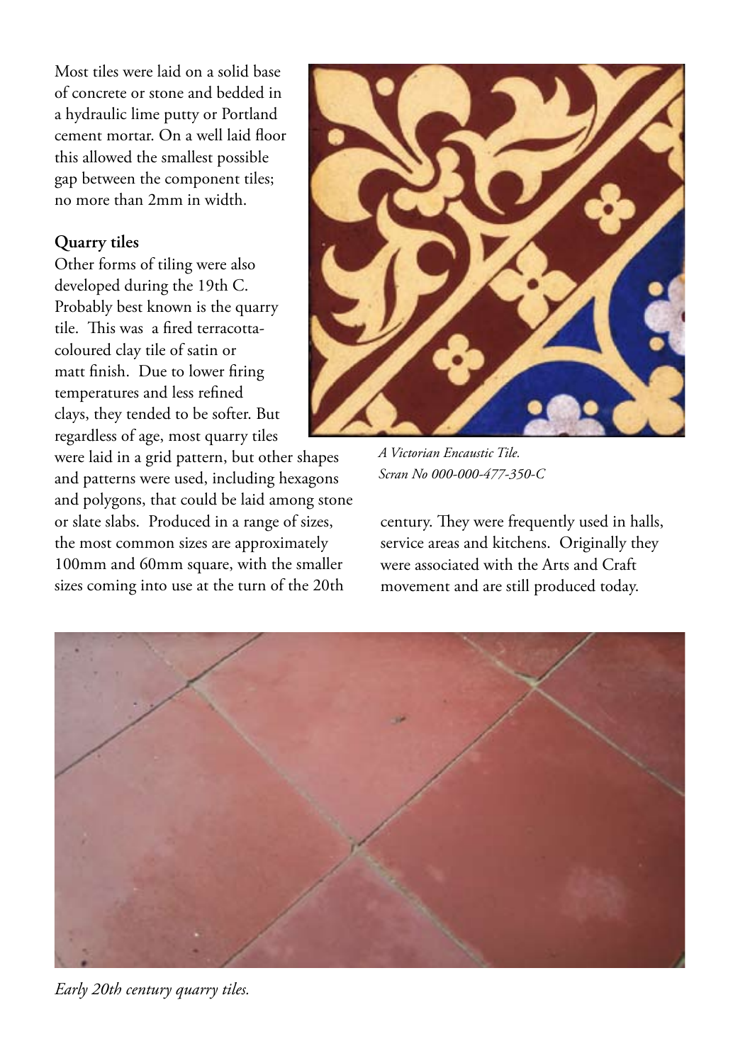Most tiles were laid on a solid base of concrete or stone and bedded in a hydraulic lime putty or Portland cement mortar. On a well laid floor this allowed the smallest possible gap between the component tiles; no more than 2mm in width.

### Quarry tiles

Other forms of tiling were also developed during the 19th C. Probably best known is the quarry tile. This was a fired terracotta-coloured clay tile of satin or matt finish. Due to lower firing temperatures and less refined clays, they tended to be softer. But regardless of age, most quarry tiles were laid in a grid pattern, but other shapes and patterns were used, including hexagons and polygons, that could be laid among stone or slate slabs. Produced in a range of sizes, the most common sizes are approximately 100mm and 60mm square, with the smaller sizes coming into use at the turn of the 20th century. They were frequently used in halls, service areas and kitchens. Originally they were associated with the Arts and Craft movement and are still produced today.

*A Victorian Encaustic Tile.*
*Scran No 000-000-477-350-C*

*Early 20th century quarry tiles.*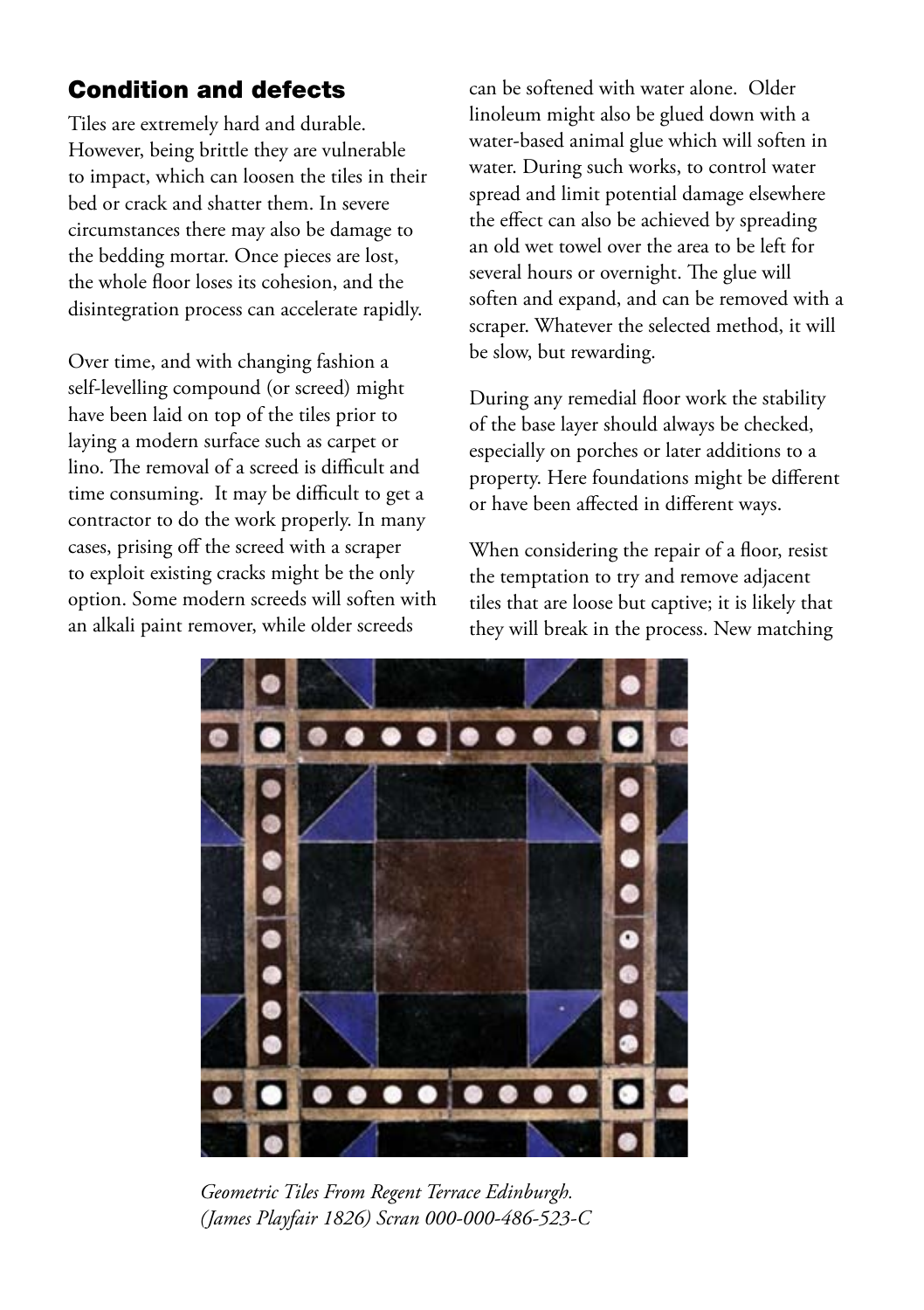## Condition and defects

Tiles are extremely hard and durable. However, being brittle they are vulnerable to impact, which can loosen the tiles in their bed or crack and shatter them. In severe circumstances there may also be damage to the bedding mortar. Once pieces are lost, the whole floor loses its cohesion, and the disintegration process can accelerate rapidly.

Over time, and with changing fashion a self-levelling compound (or screed) might have been laid on top of the tiles prior to laying a modern surface such as carpet or lino. The removal of a screed is difficult and time consuming. It may be difficult to get a contractor to do the work properly. In many cases, prising off the screed with a scraper to exploit existing cracks might be the only option. Some modern screeds will soften with an alkali paint remover, while older screeds can be softened with water alone. Older linoleum might also be glued down with a water-based animal glue which will soften in water. During such works, to control water spread and limit potential damage elsewhere the effect can also be achieved by spreading an old wet towel over the area to be left for several hours or overnight. The glue will soften and expand, and can be removed with a scraper. Whatever the selected method, it will be slow, but rewarding.

During any remedial floor work the stability of the base layer should always be checked, especially on porches or later additions to a property. Here foundations might be different or have been affected in different ways.

When considering the repair of a floor, resist the temptation to try and remove adjacent tiles that are loose but captive; it is likely that they will break in the process. New matching

*Geometric Tiles From Regent Terrace Edinburgh. (James Playfair 1826) Scran 000-000-486-523-C*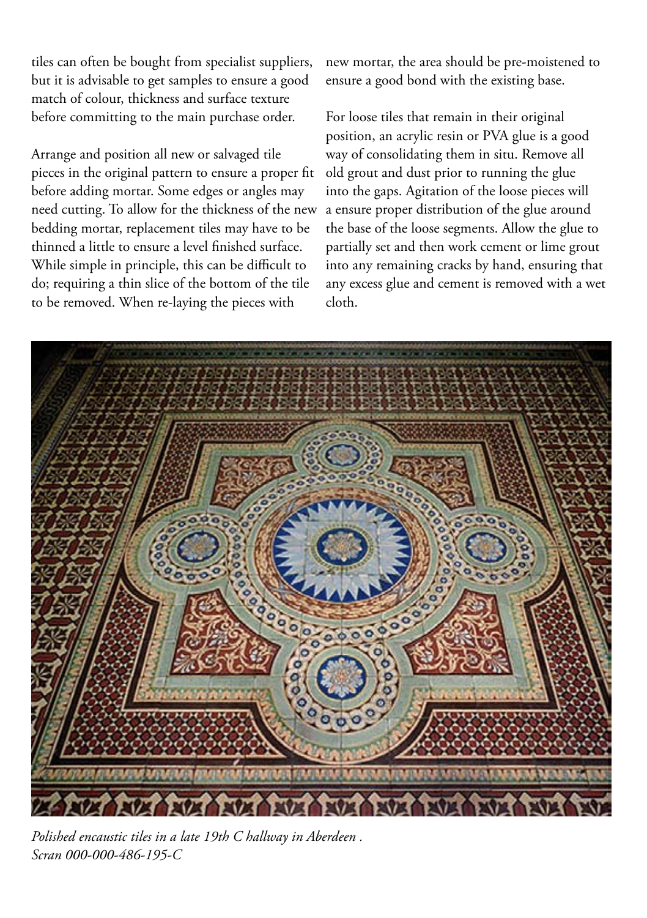tiles can often be bought from specialist suppliers, but it is advisable to get samples to ensure a good match of colour, thickness and surface texture before committing to the main purchase order.

Arrange and position all new or salvaged tile pieces in the original pattern to ensure a proper fit before adding mortar. Some edges or angles may need cutting. To allow for the thickness of the new bedding mortar, replacement tiles may have to be thinned a little to ensure a level finished surface. While simple in principle, this can be difficult to do; requiring a thin slice of the bottom of the tile to be removed. When re-laying the pieces with new mortar, the area should be pre-moistened to ensure a good bond with the existing base.

For loose tiles that remain in their original position, an acrylic resin or PVA glue is a good way of consolidating them in situ. Remove all old grout and dust prior to running the glue into the gaps. Agitation of the loose pieces will a ensure proper distribution of the glue around the base of the loose segments. Allow the glue to partially set and then work cement or lime grout into any remaining cracks by hand, ensuring that any excess glue and cement is removed with a wet cloth.

*Polished encaustic tiles in a late 19th C hallway in Aberdeen .*
*Scran 000-000-486-195-C*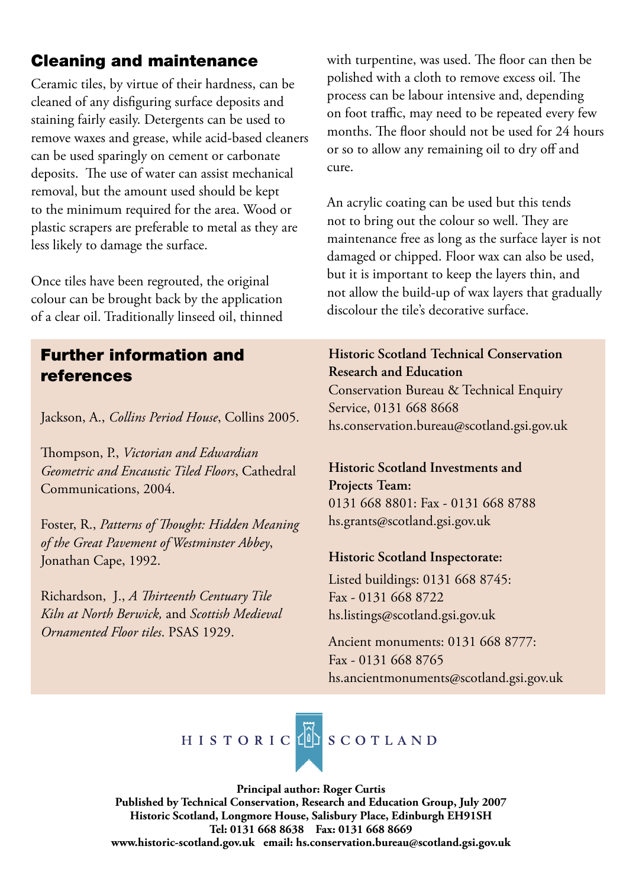## Cleaning and maintenance

Ceramic tiles, by virtue of their hardness, can be cleaned of any disfiguring surface deposits and staining fairly easily. Detergents can be used to remove waxes and grease, while acid-based cleaners can be used sparingly on cement or carbonate deposits. The use of water can assist mechanical removal, but the amount used should be kept to the minimum required for the area. Wood or plastic scrapers are preferable to metal as they are less likely to damage the surface.

Once tiles have been regrouted, the original colour can be brought back by the application of a clear oil. Traditionally linseed oil, thinned with turpentine, was used. The floor can then be polished with a cloth to remove excess oil. The process can be labour intensive and, depending on foot traffic, may need to be repeated every few months. The floor should not be used for 24 hours or so to allow any remaining oil to dry off and cure.

An acrylic coating can be used but this tends not to bring out the colour so well. They are maintenance free as long as the surface layer is not damaged or chipped. Floor wax can also be used, but it is important to keep the layers thin, and not allow the build-up of wax layers that gradually discolour the tile's decorative surface.

## Further information and references

Jackson, A., *Collins Period House*, Collins 2005.

Thompson, P., *Victorian and Edwardian Geometric and Encaustic Tiled Floors*, Cathedral Communications, 2004.

Foster, R., *Patterns of Thought: Hidden Meaning of the Great Pavement of Westminster Abbey*, Jonathan Cape, 1992.

Richardson, J., *A Thirteenth Centuary Tile Kiln at North Berwick,* and *Scottish Medieval Ornamented Floor tiles*. PSAS 1929.

**Historic Scotland Technical Conservation Research and Education**
Conservation Bureau & Technical Enquiry Service, 0131 668 8668
hs.conservation.bureau@scotland.gsi.gov.uk

**Historic Scotland Investments and Projects Team:**
0131 668 8801: Fax - 0131 668 8788
hs.grants@scotland.gsi.gov.uk

**Historic Scotland Inspectorate:**

Listed buildings: 0131 668 8745:
Fax - 0131 668 8722
hs.listings@scotland.gsi.gov.uk

Ancient monuments: 0131 668 8777:
Fax - 0131 668 8765
hs.ancientmonuments@scotland.gsi.gov.uk

HISTORIC SCOTLAND

**Principal author: Roger Curtis**
**Published by Technical Conservation, Research and Education Group, July 2007**
**Historic Scotland, Longmore House, Salisbury Place, Edinburgh EH91SH**
**Tel: 0131 668 8638 Fax: 0131 668 8669**
**www.historic-scotland.gov.uk email: hs.conservation.bureau@scotland.gsi.gov.uk**